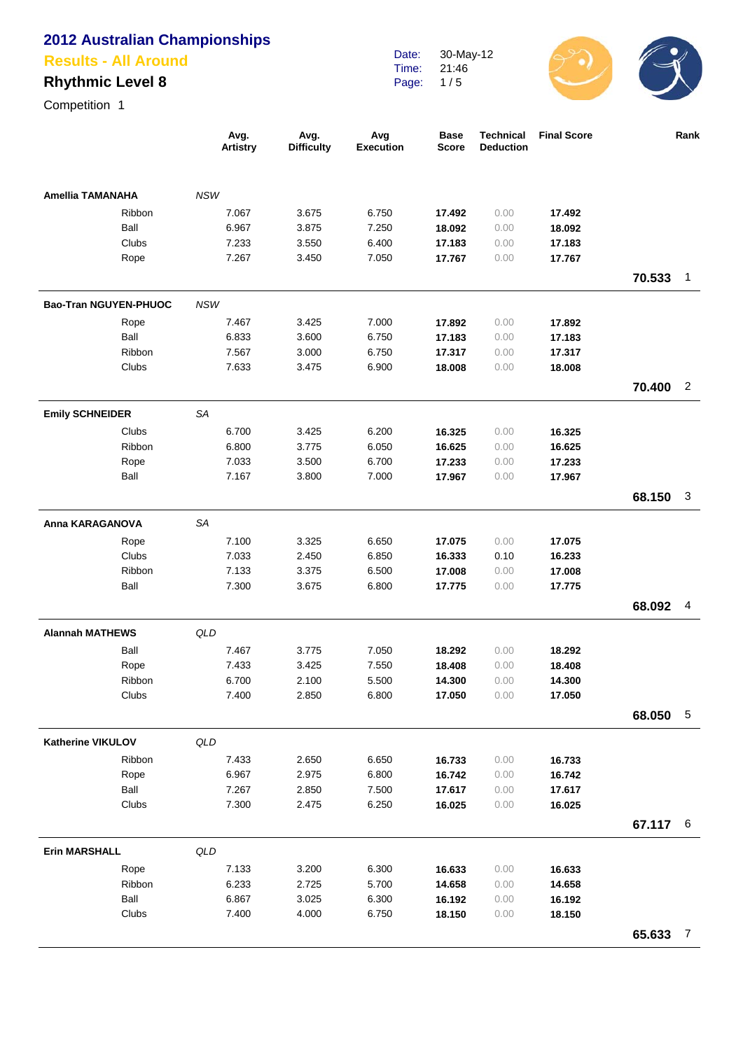# 2012 Australian Championships

## Results - All Around

### Rhythmic Level 8

Competition 1

Date: 30-May-12
Time: 21:46

| | | Avg. Artistry | Avg. Difficulty | Avg Execution | Base Score | Technical Deduction | Final Score | | Rank |
|---|---|---|---|---|---|---|---|---|---|
| **Amellia TAMANAHA** | *NSW* | | | | | | | | |
| | Ribbon | 7.067 | 3.675 | 6.750 | **17.492** | 0.00 | **17.492** | | |
| | Ball | 6.967 | 3.875 | 7.250 | **18.092** | 0.00 | **18.092** | | |
| | Clubs | 7.233 | 3.550 | 6.400 | **17.183** | 0.00 | **17.183** | | |
| | Rope | 7.267 | 3.450 | 7.050 | **17.767** | 0.00 | **17.767** | | |
| | | | | | | | | **70.533** | 1 |
| **Bao-Tran NGUYEN-PHUOC** | *NSW* | | | | | | | | |
| | Rope | 7.467 | 3.425 | 7.000 | **17.892** | 0.00 | **17.892** | | |
| | Ball | 6.833 | 3.600 | 6.750 | **17.183** | 0.00 | **17.183** | | |
| | Ribbon | 7.567 | 3.000 | 6.750 | **17.317** | 0.00 | **17.317** | | |
| | Clubs | 7.633 | 3.475 | 6.900 | **18.008** | 0.00 | **18.008** | | |
| | | | | | | | | **70.400** | 2 |
| **Emily SCHNEIDER** | *SA* | | | | | | | | |
| | Clubs | 6.700 | 3.425 | 6.200 | **16.325** | 0.00 | **16.325** | | |
| | Ribbon | 6.800 | 3.775 | 6.050 | **16.625** | 0.00 | **16.625** | | |
| | Rope | 7.033 | 3.500 | 6.700 | **17.233** | 0.00 | **17.233** | | |
| | Ball | 7.167 | 3.800 | 7.000 | **17.967** | 0.00 | **17.967** | | |
| | | | | | | | | **68.150** | 3 |
| **Anna KARAGANOVA** | *SA* | | | | | | | | |
| | Rope | 7.100 | 3.325 | 6.650 | **17.075** | 0.00 | **17.075** | | |
| | Clubs | 7.033 | 2.450 | 6.850 | **16.333** | 0.10 | **16.233** | | |
| | Ribbon | 7.133 | 3.375 | 6.500 | **17.008** | 0.00 | **17.008** | | |
| | Ball | 7.300 | 3.675 | 6.800 | **17.775** | 0.00 | **17.775** | | |
| | | | | | | | | **68.092** | 4 |
| **Alannah MATHEWS** | *QLD* | | | | | | | | |
| | Ball | 7.467 | 3.775 | 7.050 | **18.292** | 0.00 | **18.292** | | |
| | Rope | 7.433 | 3.425 | 7.550 | **18.408** | 0.00 | **18.408** | | |
| | Ribbon | 6.700 | 2.100 | 5.500 | **14.300** | 0.00 | **14.300** | | |
| | Clubs | 7.400 | 2.850 | 6.800 | **17.050** | 0.00 | **17.050** | | |
| | | | | | | | | **68.050** | 5 |
| **Katherine VIKULOV** | *QLD* | | | | | | | | |
| | Ribbon | 7.433 | 2.650 | 6.650 | **16.733** | 0.00 | **16.733** | | |
| | Rope | 6.967 | 2.975 | 6.800 | **16.742** | 0.00 | **16.742** | | |
| | Ball | 7.267 | 2.850 | 7.500 | **17.617** | 0.00 | **17.617** | | |
| | Clubs | 7.300 | 2.475 | 6.250 | **16.025** | 0.00 | **16.025** | | |
| | | | | | | | | **67.117** | 6 |
| **Erin MARSHALL** | *QLD* | | | | | | | | |
| | Rope | 7.133 | 3.200 | 6.300 | **16.633** | 0.00 | **16.633** | | |
| | Ribbon | 6.233 | 2.725 | 5.700 | **14.658** | 0.00 | **14.658** | | |
| | Ball | 6.867 | 3.025 | 6.300 | **16.192** | 0.00 | **16.192** | | |
| | Clubs | 7.400 | 4.000 | 6.750 | **18.150** | 0.00 | **18.150** | | |
| | | | | | | | | **65.633** | 7 |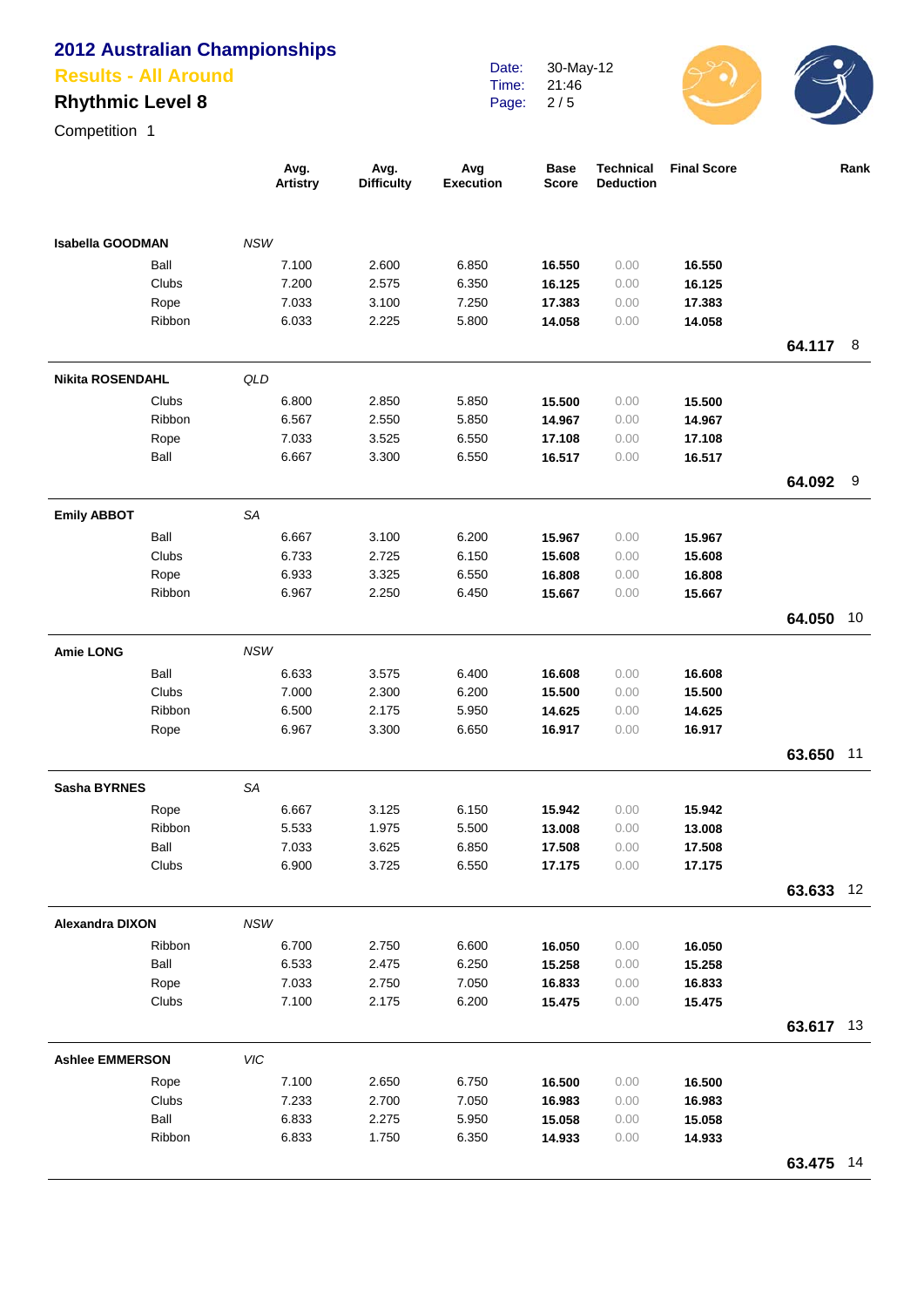# 2012 Australian Championships

## Results - All Around

## Rhythmic Level 8

Competition 1

Date: 30-May-12
Time: 21:46

| | | Avg. Artistry | Avg. Difficulty | Avg Execution | Base Score | Technical Deduction | Final Score | | Rank |
|---|---|---|---|---|---|---|---|---|---|
| **Isabella GOODMAN** | *NSW* | | | | | | | | |
| | Ball | 7.100 | 2.600 | 6.850 | **16.550** | 0.00 | **16.550** | | |
| | Clubs | 7.200 | 2.575 | 6.350 | **16.125** | 0.00 | **16.125** | | |
| | Rope | 7.033 | 3.100 | 7.250 | **17.383** | 0.00 | **17.383** | | |
| | Ribbon | 6.033 | 2.225 | 5.800 | **14.058** | 0.00 | **14.058** | | |
| | | | | | | | | **64.117** | 8 |
| **Nikita ROSENDAHL** | *QLD* | | | | | | | | |
| | Clubs | 6.800 | 2.850 | 5.850 | **15.500** | 0.00 | **15.500** | | |
| | Ribbon | 6.567 | 2.550 | 5.850 | **14.967** | 0.00 | **14.967** | | |
| | Rope | 7.033 | 3.525 | 6.550 | **17.108** | 0.00 | **17.108** | | |
| | Ball | 6.667 | 3.300 | 6.550 | **16.517** | 0.00 | **16.517** | | |
| | | | | | | | | **64.092** | 9 |
| **Emily ABBOT** | *SA* | | | | | | | | |
| | Ball | 6.667 | 3.100 | 6.200 | **15.967** | 0.00 | **15.967** | | |
| | Clubs | 6.733 | 2.725 | 6.150 | **15.608** | 0.00 | **15.608** | | |
| | Rope | 6.933 | 3.325 | 6.550 | **16.808** | 0.00 | **16.808** | | |
| | Ribbon | 6.967 | 2.250 | 6.450 | **15.667** | 0.00 | **15.667** | | |
| | | | | | | | | **64.050** | 10 |
| **Amie LONG** | *NSW* | | | | | | | | |
| | Ball | 6.633 | 3.575 | 6.400 | **16.608** | 0.00 | **16.608** | | |
| | Clubs | 7.000 | 2.300 | 6.200 | **15.500** | 0.00 | **15.500** | | |
| | Ribbon | 6.500 | 2.175 | 5.950 | **14.625** | 0.00 | **14.625** | | |
| | Rope | 6.967 | 3.300 | 6.650 | **16.917** | 0.00 | **16.917** | | |
| | | | | | | | | **63.650** | 11 |
| **Sasha BYRNES** | *SA* | | | | | | | | |
| | Rope | 6.667 | 3.125 | 6.150 | **15.942** | 0.00 | **15.942** | | |
| | Ribbon | 5.533 | 1.975 | 5.500 | **13.008** | 0.00 | **13.008** | | |
| | Ball | 7.033 | 3.625 | 6.850 | **17.508** | 0.00 | **17.508** | | |
| | Clubs | 6.900 | 3.725 | 6.550 | **17.175** | 0.00 | **17.175** | | |
| | | | | | | | | **63.633** | 12 |
| **Alexandra DIXON** | *NSW* | | | | | | | | |
| | Ribbon | 6.700 | 2.750 | 6.600 | **16.050** | 0.00 | **16.050** | | |
| | Ball | 6.533 | 2.475 | 6.250 | **15.258** | 0.00 | **15.258** | | |
| | Rope | 7.033 | 2.750 | 7.050 | **16.833** | 0.00 | **16.833** | | |
| | Clubs | 7.100 | 2.175 | 6.200 | **15.475** | 0.00 | **15.475** | | |
| | | | | | | | | **63.617** | 13 |
| **Ashlee EMMERSON** | *VIC* | | | | | | | | |
| | Rope | 7.100 | 2.650 | 6.750 | **16.500** | 0.00 | **16.500** | | |
| | Clubs | 7.233 | 2.700 | 7.050 | **16.983** | 0.00 | **16.983** | | |
| | Ball | 6.833 | 2.275 | 5.950 | **15.058** | 0.00 | **15.058** | | |
| | Ribbon | 6.833 | 1.750 | 6.350 | **14.933** | 0.00 | **14.933** | | |
| | | | | | | | | **63.475** | 14 |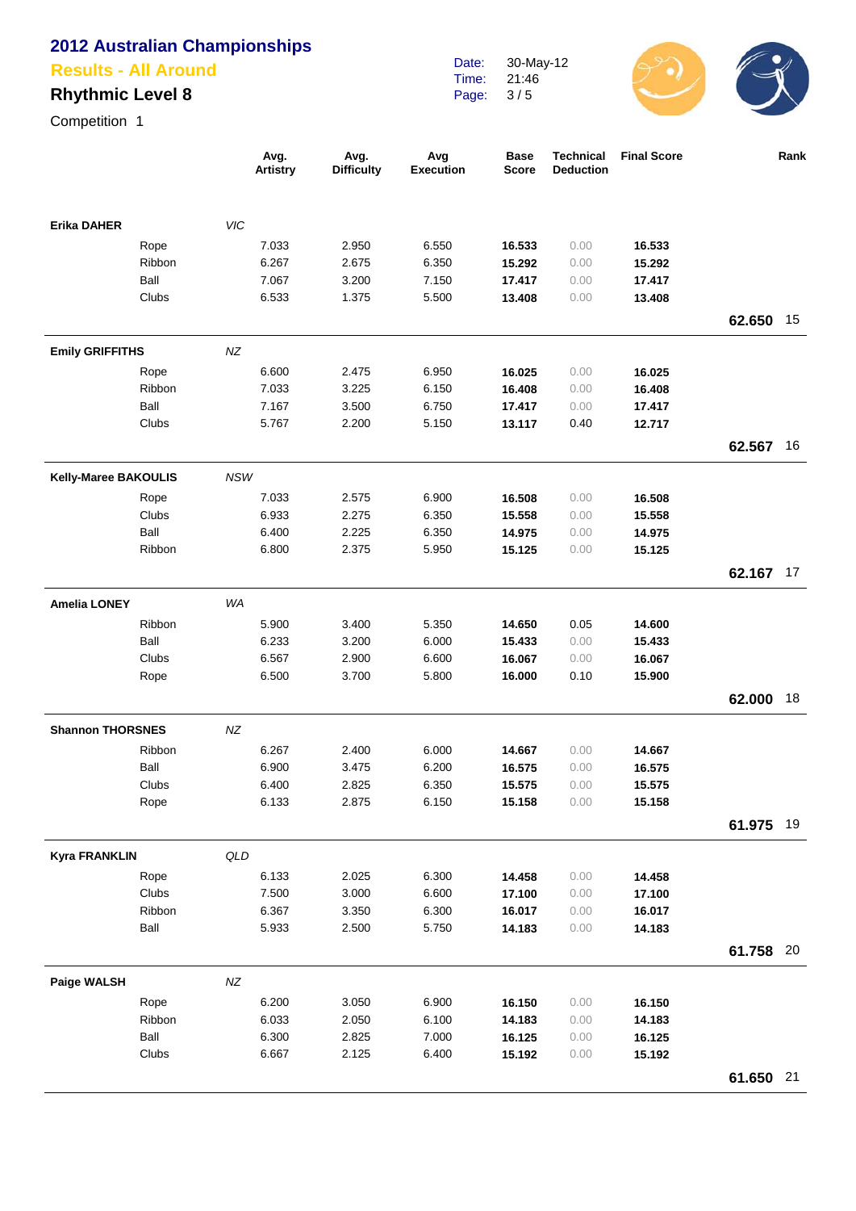# 2012 Australian Championships

## Results - All Around

### Rhythmic Level 8

Competition 1

Date: 30-May-12
Time: 21:46

| | | Avg. Artistry | Avg. Difficulty | Avg Execution | Base Score | Technical Deduction | Final Score | | Rank |
|---|---|---|---|---|---|---|---|---|---|
| **Erika DAHER** | *VIC* | | | | | | | | |
| | Rope | 7.033 | 2.950 | 6.550 | **16.533** | 0.00 | **16.533** | | |
| | Ribbon | 6.267 | 2.675 | 6.350 | **15.292** | 0.00 | **15.292** | | |
| | Ball | 7.067 | 3.200 | 7.150 | **17.417** | 0.00 | **17.417** | | |
| | Clubs | 6.533 | 1.375 | 5.500 | **13.408** | 0.00 | **13.408** | | |
| | | | | | | | | **62.650** | 15 |
| **Emily GRIFFITHS** | *NZ* | | | | | | | | |
| | Rope | 6.600 | 2.475 | 6.950 | **16.025** | 0.00 | **16.025** | | |
| | Ribbon | 7.033 | 3.225 | 6.150 | **16.408** | 0.00 | **16.408** | | |
| | Ball | 7.167 | 3.500 | 6.750 | **17.417** | 0.00 | **17.417** | | |
| | Clubs | 5.767 | 2.200 | 5.150 | **13.117** | 0.40 | **12.717** | | |
| | | | | | | | | **62.567** | 16 |
| **Kelly-Maree BAKOULIS** | *NSW* | | | | | | | | |
| | Rope | 7.033 | 2.575 | 6.900 | **16.508** | 0.00 | **16.508** | | |
| | Clubs | 6.933 | 2.275 | 6.350 | **15.558** | 0.00 | **15.558** | | |
| | Ball | 6.400 | 2.225 | 6.350 | **14.975** | 0.00 | **14.975** | | |
| | Ribbon | 6.800 | 2.375 | 5.950 | **15.125** | 0.00 | **15.125** | | |
| | | | | | | | | **62.167** | 17 |
| **Amelia LONEY** | *WA* | | | | | | | | |
| | Ribbon | 5.900 | 3.400 | 5.350 | **14.650** | 0.05 | **14.600** | | |
| | Ball | 6.233 | 3.200 | 6.000 | **15.433** | 0.00 | **15.433** | | |
| | Clubs | 6.567 | 2.900 | 6.600 | **16.067** | 0.00 | **16.067** | | |
| | Rope | 6.500 | 3.700 | 5.800 | **16.000** | 0.10 | **15.900** | | |
| | | | | | | | | **62.000** | 18 |
| **Shannon THORSNES** | *NZ* | | | | | | | | |
| | Ribbon | 6.267 | 2.400 | 6.000 | **14.667** | 0.00 | **14.667** | | |
| | Ball | 6.900 | 3.475 | 6.200 | **16.575** | 0.00 | **16.575** | | |
| | Clubs | 6.400 | 2.825 | 6.350 | **15.575** | 0.00 | **15.575** | | |
| | Rope | 6.133 | 2.875 | 6.150 | **15.158** | 0.00 | **15.158** | | |
| | | | | | | | | **61.975** | 19 |
| **Kyra FRANKLIN** | *QLD* | | | | | | | | |
| | Rope | 6.133 | 2.025 | 6.300 | **14.458** | 0.00 | **14.458** | | |
| | Clubs | 7.500 | 3.000 | 6.600 | **17.100** | 0.00 | **17.100** | | |
| | Ribbon | 6.367 | 3.350 | 6.300 | **16.017** | 0.00 | **16.017** | | |
| | Ball | 5.933 | 2.500 | 5.750 | **14.183** | 0.00 | **14.183** | | |
| | | | | | | | | **61.758** | 20 |
| **Paige WALSH** | *NZ* | | | | | | | | |
| | Rope | 6.200 | 3.050 | 6.900 | **16.150** | 0.00 | **16.150** | | |
| | Ribbon | 6.033 | 2.050 | 6.100 | **14.183** | 0.00 | **14.183** | | |
| | Ball | 6.300 | 2.825 | 7.000 | **16.125** | 0.00 | **16.125** | | |
| | Clubs | 6.667 | 2.125 | 6.400 | **15.192** | 0.00 | **15.192** | | |
| | | | | | | | | **61.650** | 21 |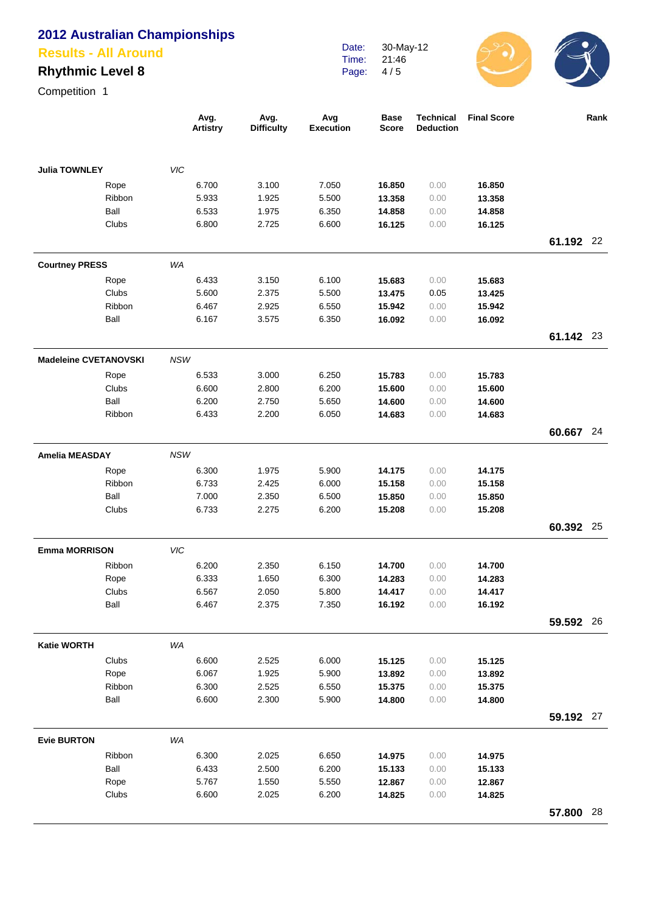# 2012 Australian Championships

## Results - All Around

### Rhythmic Level 8

Competition 1

Date: 30-May-12
Time: 21:46

| | | Avg. Artistry | Avg. Difficulty | Avg Execution | Base Score | Technical Deduction | Final Score | | Rank |
|---|---|---|---|---|---|---|---|---|---|
| **Julia TOWNLEY** | *VIC* | | | | | | | | |
| | Rope | 6.700 | 3.100 | 7.050 | **16.850** | 0.00 | **16.850** | | |
| | Ribbon | 5.933 | 1.925 | 5.500 | **13.358** | 0.00 | **13.358** | | |
| | Ball | 6.533 | 1.975 | 6.350 | **14.858** | 0.00 | **14.858** | | |
| | Clubs | 6.800 | 2.725 | 6.600 | **16.125** | 0.00 | **16.125** | | |
| | | | | | | | | **61.192** | 22 |
| **Courtney PRESS** | *WA* | | | | | | | | |
| | Rope | 6.433 | 3.150 | 6.100 | **15.683** | 0.00 | **15.683** | | |
| | Clubs | 5.600 | 2.375 | 5.500 | **13.475** | 0.05 | **13.425** | | |
| | Ribbon | 6.467 | 2.925 | 6.550 | **15.942** | 0.00 | **15.942** | | |
| | Ball | 6.167 | 3.575 | 6.350 | **16.092** | 0.00 | **16.092** | | |
| | | | | | | | | **61.142** | 23 |
| **Madeleine CVETANOVSKI** | *NSW* | | | | | | | | |
| | Rope | 6.533 | 3.000 | 6.250 | **15.783** | 0.00 | **15.783** | | |
| | Clubs | 6.600 | 2.800 | 6.200 | **15.600** | 0.00 | **15.600** | | |
| | Ball | 6.200 | 2.750 | 5.650 | **14.600** | 0.00 | **14.600** | | |
| | Ribbon | 6.433 | 2.200 | 6.050 | **14.683** | 0.00 | **14.683** | | |
| | | | | | | | | **60.667** | 24 |
| **Amelia MEASDAY** | *NSW* | | | | | | | | |
| | Rope | 6.300 | 1.975 | 5.900 | **14.175** | 0.00 | **14.175** | | |
| | Ribbon | 6.733 | 2.425 | 6.000 | **15.158** | 0.00 | **15.158** | | |
| | Ball | 7.000 | 2.350 | 6.500 | **15.850** | 0.00 | **15.850** | | |
| | Clubs | 6.733 | 2.275 | 6.200 | **15.208** | 0.00 | **15.208** | | |
| | | | | | | | | **60.392** | 25 |
| **Emma MORRISON** | *VIC* | | | | | | | | |
| | Ribbon | 6.200 | 2.350 | 6.150 | **14.700** | 0.00 | **14.700** | | |
| | Rope | 6.333 | 1.650 | 6.300 | **14.283** | 0.00 | **14.283** | | |
| | Clubs | 6.567 | 2.050 | 5.800 | **14.417** | 0.00 | **14.417** | | |
| | Ball | 6.467 | 2.375 | 7.350 | **16.192** | 0.00 | **16.192** | | |
| | | | | | | | | **59.592** | 26 |
| **Katie WORTH** | *WA* | | | | | | | | |
| | Clubs | 6.600 | 2.525 | 6.000 | **15.125** | 0.00 | **15.125** | | |
| | Rope | 6.067 | 1.925 | 5.900 | **13.892** | 0.00 | **13.892** | | |
| | Ribbon | 6.300 | 2.525 | 6.550 | **15.375** | 0.00 | **15.375** | | |
| | Ball | 6.600 | 2.300 | 5.900 | **14.800** | 0.00 | **14.800** | | |
| | | | | | | | | **59.192** | 27 |
| **Evie BURTON** | *WA* | | | | | | | | |
| | Ribbon | 6.300 | 2.025 | 6.650 | **14.975** | 0.00 | **14.975** | | |
| | Ball | 6.433 | 2.500 | 6.200 | **15.133** | 0.00 | **15.133** | | |
| | Rope | 5.767 | 1.550 | 5.550 | **12.867** | 0.00 | **12.867** | | |
| | Clubs | 6.600 | 2.025 | 6.200 | **14.825** | 0.00 | **14.825** | | |
| | | | | | | | | **57.800** | 28 |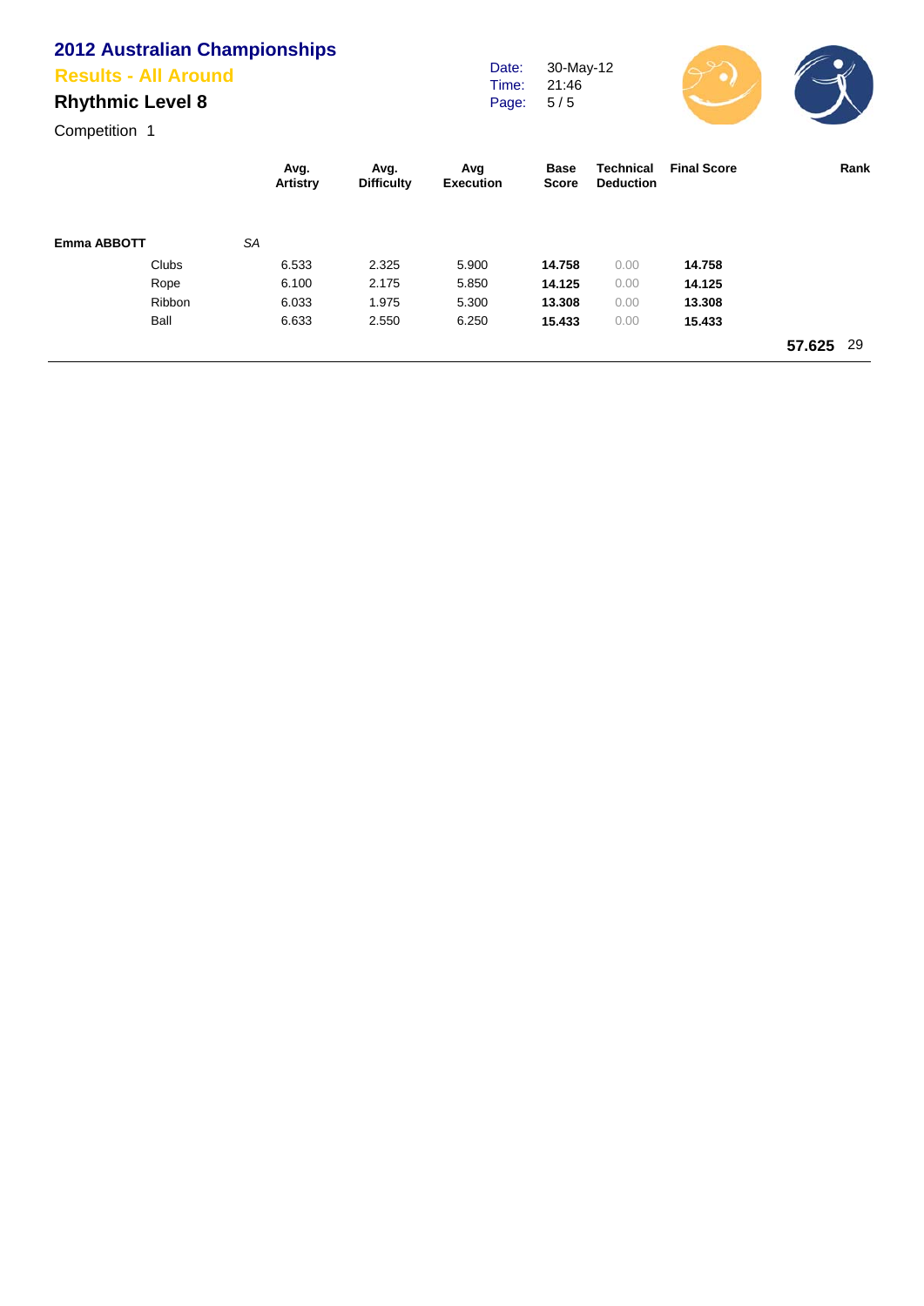# 2012 Australian Championships

## Results - All Around

### Rhythmic Level 8

Competition 1

Date: 30-May-12
Time: 21:46

| | | Avg. Artistry | Avg. Difficulty | Avg Execution | Base Score | Technical Deduction | Final Score | | Rank |
|---|---|---|---|---|---|---|---|---|---|
| **Emma ABBOTT** | *SA* | | | | | | | | |
| Clubs | | 6.533 | 2.325 | 5.900 | **14.758** | 0.00 | **14.758** | | |
| Rope | | 6.100 | 2.175 | 5.850 | **14.125** | 0.00 | **14.125** | | |
| Ribbon | | 6.033 | 1.975 | 5.300 | **13.308** | 0.00 | **13.308** | | |
| Ball | | 6.633 | 2.550 | 6.250 | **15.433** | 0.00 | **15.433** | | |
| | | | | | | | | **57.625** | 29 |